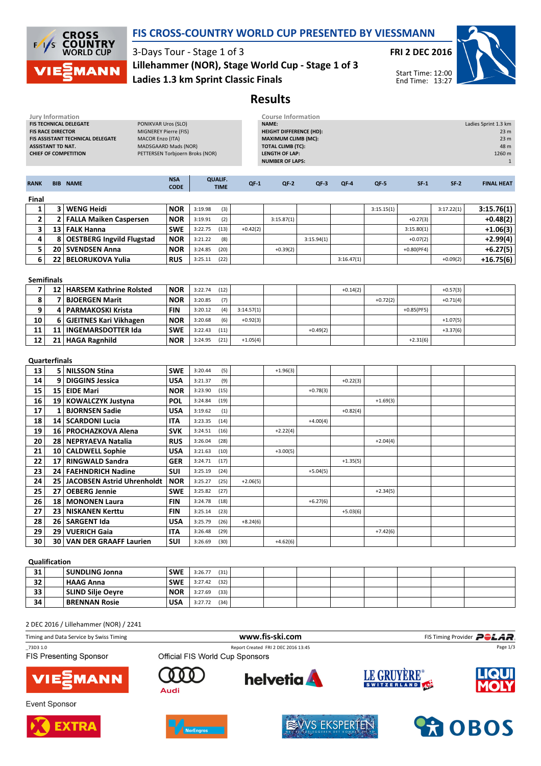# FIS CROSS-COUNTRY WORLD CUP PRESENTED BY VIESSMANN

3-Days Tour - Stage 1 of 3
**Lillehammer (NOR), Stage World Cup - Stage 1 of 3**
**Ladies 1.3 km Sprint Classic Finals**

**FRI 2 DEC 2016**

Start Time: 12:00
End Time: 13:27

## Results

| Jury Information | |
|---|---|
| FIS TECHNICAL DELEGATE | PONIKVAR Uros (SLO) |
| FIS RACE DIRECTOR | MIGNEREY Pierre (FIS) |
| FIS ASSISTANT TECHNICAL DELEGATE | MACOR Enzo (ITA) |
| ASSISTANT TD NAT. | MADSGAARD Mads (NOR) |
| CHIEF OF COMPETITION | PETTERSEN Torbjoern Broks (NOR) |

| Course Information | |
|---|---|
| NAME: | Ladies Sprint 1.3 km |
| HEIGHT DIFFERENCE (HD): | 23 m |
| MAXIMUM CLIMB (MC): | 23 m |
| TOTAL CLIMB (TC): | 48 m |
| LENGTH OF LAP: | 1260 m |
| NUMBER OF LAPS: | 1 |

| RANK | BIB | NAME | NSA CODE | QUALIF. TIME | | QF-1 | QF-2 | QF-3 | QF-4 | QF-5 | SF-1 | SF-2 | FINAL HEAT |
|---|---|---|---|---|---|---|---|---|---|---|---|---|---|
| **Final** | | | | | | | | | | | | | |
| 1 | 3 | WENG Heidi | NOR | 3:19.98 | (3) | | | | | 3:15.15(1) | | 3:17.22(1) | 3:15.76(1) |
| 2 | 2 | FALLA Maiken Caspersen | NOR | 3:19.91 | (2) | | 3:15.87(1) | | | | +0.27(3) | | +0.48(2) |
| 3 | 13 | FALK Hanna | SWE | 3:22.75 | (13) | +0.42(2) | | | | | 3:15.80(1) | | +1.06(3) |
| 4 | 8 | OESTBERG Ingvild Flugstad | NOR | 3:21.22 | (8) | | | 3:15.94(1) | | | +0.07(2) | | +2.99(4) |
| 5 | 20 | SVENDSEN Anna | NOR | 3:24.85 | (20) | | +0.39(2) | | | | +0.80(PF4) | | +6.27(5) |
| 6 | 22 | BELORUKOVA Yulia | RUS | 3:25.11 | (22) | | | | 3:16.47(1) | | | +0.09(2) | +16.75(6) |
| **Semifinals** | | | | | | | | | | | | | |
| 7 | 12 | HARSEM Kathrine Rolsted | NOR | 3:22.74 | (12) | | | | +0.14(2) | | | +0.57(3) | |
| 8 | 7 | BJOERGEN Marit | NOR | 3:20.85 | (7) | | | | | +0.72(2) | | +0.71(4) | |
| 9 | 4 | PARMAKOSKI Krista | FIN | 3:20.12 | (4) | 3:14.57(1) | | | | | +0.85(PF5) | | |
| 10 | 6 | GJEITNES Kari Vikhagen | NOR | 3:20.68 | (6) | +0.92(3) | | | | | | +1.07(5) | |
| 11 | 11 | INGEMARSDOTTER Ida | SWE | 3:22.43 | (11) | | | +0.49(2) | | | | +3.37(6) | |
| 12 | 21 | HAGA Ragnhild | NOR | 3:24.95 | (21) | +1.05(4) | | | | | +2.31(6) | | |
| **Quarterfinals** | | | | | | | | | | | | | |
| 13 | 5 | NILSSON Stina | SWE | 3:20.44 | (5) | | +1.96(3) | | | | | | |
| 14 | 9 | DIGGINS Jessica | USA | 3:21.37 | (9) | | | | +0.22(3) | | | | |
| 15 | 15 | EIDE Mari | NOR | 3:23.90 | (15) | | | +0.78(3) | | | | | |
| 16 | 19 | KOWALCZYK Justyna | POL | 3:24.84 | (19) | | | | | +1.69(3) | | | |
| 17 | 1 | BJORNSEN Sadie | USA | 3:19.62 | (1) | | | | +0.82(4) | | | | |
| 18 | 14 | SCARDONI Lucia | ITA | 3:23.35 | (14) | | | +4.00(4) | | | | | |
| 19 | 16 | PROCHAZKOVA Alena | SVK | 3:24.51 | (16) | | +2.22(4) | | | | | | |
| 20 | 28 | NEPRYAEVA Natalia | RUS | 3:26.04 | (28) | | | | | +2.04(4) | | | |
| 21 | 10 | CALDWELL Sophie | USA | 3:21.63 | (10) | | +3.00(5) | | | | | | |
| 22 | 17 | RINGWALD Sandra | GER | 3:24.71 | (17) | | | | +1.35(5) | | | | |
| 23 | 24 | FAEHNDRICH Nadine | SUI | 3:25.19 | (24) | | | +5.04(5) | | | | | |
| 24 | 25 | JACOBSEN Astrid Uhrenholdt | NOR | 3:25.27 | (25) | +2.06(5) | | | | | | | |
| 25 | 27 | OEBERG Jennie | SWE | 3:25.82 | (27) | | | | | +2.34(5) | | | |
| 26 | 18 | MONONEN Laura | FIN | 3:24.78 | (18) | | | +6.27(6) | | | | | |
| 27 | 23 | NISKANEN Kerttu | FIN | 3:25.14 | (23) | | | | +5.03(6) | | | | |
| 28 | 26 | SARGENT Ida | USA | 3:25.79 | (26) | +8.24(6) | | | | | | | |
| 29 | 29 | VUERICH Gaia | ITA | 3:26.48 | (29) | | | | | +7.42(6) | | | |
| 30 | 30 | VAN DER GRAAFF Laurien | SUI | 3:26.69 | (30) | | +4.62(6) | | | | | | |
| **Qualification** | | | | | | | | | | | | | |
| 31 | | SUNDLING Jonna | SWE | 3:26.77 | (31) | | | | | | | | |
| 32 | | HAAG Anna | SWE | 3:27.42 | (32) | | | | | | | | |
| 33 | | SLIND Silje Oeyre | NOR | 3:27.69 | (33) | | | | | | | | |
| 34 | | BRENNAN Rosie | USA | 3:27.72 | (34) | | | | | | | | |

2 DEC 2016 / Lillehammer (NOR) / 2241

Timing and Data Service by Swiss Timing | www.fis-ski.com | FIS Timing Provider POLAR

_73D3 1.0 | Report Created FRI 2 DEC 2016 13:45

FIS Presenting Sponsor | Official FIS World Cup Sponsors

Event Sponsor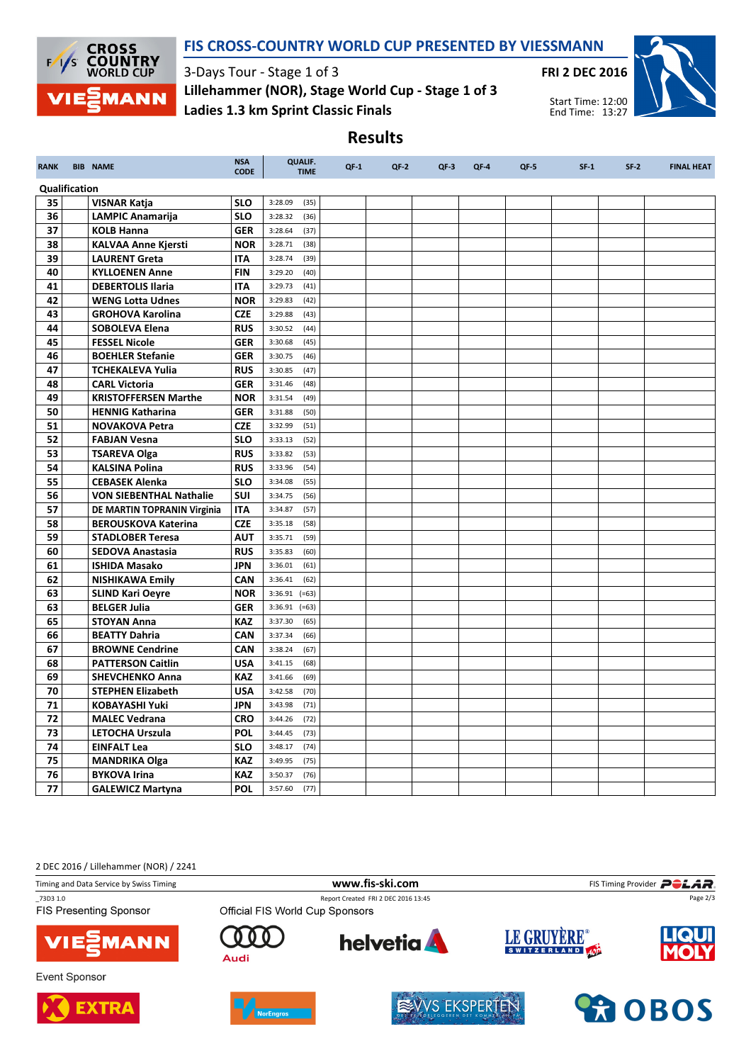# FIS CROSS-COUNTRY WORLD CUP PRESENTED BY VIESSMANN

3-Days Tour - Stage 1 of 3
Lillehammer (NOR), Stage World Cup - Stage 1 of 3
**Ladies 1.3 km Sprint Classic Finals**

**FRI 2 DEC 2016**

Start Time: 12:00
End Time: 13:27

## Results

| RANK | BIB | NAME | NSA CODE | QUALIF. TIME | QF-1 | QF-2 | QF-3 | QF-4 | QF-5 | SF-1 | SF-2 | FINAL HEAT |
|---|---|---|---|---|---|---|---|---|---|---|---|---|
| **Qualification** | | | | | | | | | | | | |
| 35 | | VISNAR Katja | SLO | 3:28.09 (35) | | | | | | | | |
| 36 | | LAMPIC Anamarija | SLO | 3:28.32 (36) | | | | | | | | |
| 37 | | KOLB Hanna | GER | 3:28.64 (37) | | | | | | | | |
| 38 | | KALVAA Anne Kjersti | NOR | 3:28.71 (38) | | | | | | | | |
| 39 | | LAURENT Greta | ITA | 3:28.74 (39) | | | | | | | | |
| 40 | | KYLLOENEN Anne | FIN | 3:29.20 (40) | | | | | | | | |
| 41 | | DEBERTOLIS Ilaria | ITA | 3:29.73 (41) | | | | | | | | |
| 42 | | WENG Lotta Udnes | NOR | 3:29.83 (42) | | | | | | | | |
| 43 | | GROHOVA Karolina | CZE | 3:29.88 (43) | | | | | | | | |
| 44 | | SOBOLEVA Elena | RUS | 3:30.52 (44) | | | | | | | | |
| 45 | | FESSEL Nicole | GER | 3:30.68 (45) | | | | | | | | |
| 46 | | BOEHLER Stefanie | GER | 3:30.75 (46) | | | | | | | | |
| 47 | | TCHEKALEVA Yulia | RUS | 3:30.85 (47) | | | | | | | | |
| 48 | | CARL Victoria | GER | 3:31.46 (48) | | | | | | | | |
| 49 | | KRISTOFFERSEN Marthe | NOR | 3:31.54 (49) | | | | | | | | |
| 50 | | HENNIG Katharina | GER | 3:31.88 (50) | | | | | | | | |
| 51 | | NOVAKOVA Petra | CZE | 3:32.99 (51) | | | | | | | | |
| 52 | | FABJAN Vesna | SLO | 3:33.13 (52) | | | | | | | | |
| 53 | | TSAREVA Olga | RUS | 3:33.82 (53) | | | | | | | | |
| 54 | | KALSINA Polina | RUS | 3:33.96 (54) | | | | | | | | |
| 55 | | CEBASEK Alenka | SLO | 3:34.08 (55) | | | | | | | | |
| 56 | | VON SIEBENTHAL Nathalie | SUI | 3:34.75 (56) | | | | | | | | |
| 57 | | DE MARTIN TOPRANIN Virginia | ITA | 3:34.87 (57) | | | | | | | | |
| 58 | | BEROUSKOVA Katerina | CZE | 3:35.18 (58) | | | | | | | | |
| 59 | | STADLOBER Teresa | AUT | 3:35.71 (59) | | | | | | | | |
| 60 | | SEDOVA Anastasia | RUS | 3:35.83 (60) | | | | | | | | |
| 61 | | ISHIDA Masako | JPN | 3:36.01 (61) | | | | | | | | |
| 62 | | NISHIKAWA Emily | CAN | 3:36.41 (62) | | | | | | | | |
| 63 | | SLIND Kari Oeyre | NOR | 3:36.91 (=63) | | | | | | | | |
| 63 | | BELGER Julia | GER | 3:36.91 (=63) | | | | | | | | |
| 65 | | STOYAN Anna | KAZ | 3:37.30 (65) | | | | | | | | |
| 66 | | BEATTY Dahria | CAN | 3:37.34 (66) | | | | | | | | |
| 67 | | BROWNE Cendrine | CAN | 3:38.24 (67) | | | | | | | | |
| 68 | | PATTERSON Caitlin | USA | 3:41.15 (68) | | | | | | | | |
| 69 | | SHEVCHENKO Anna | KAZ | 3:41.66 (69) | | | | | | | | |
| 70 | | STEPHEN Elizabeth | USA | 3:42.58 (70) | | | | | | | | |
| 71 | | KOBAYASHI Yuki | JPN | 3:43.98 (71) | | | | | | | | |
| 72 | | MALEC Vedrana | CRO | 3:44.26 (72) | | | | | | | | |
| 73 | | LETOCHA Urszula | POL | 3:44.45 (73) | | | | | | | | |
| 74 | | EINFALT Lea | SLO | 3:48.17 (74) | | | | | | | | |
| 75 | | MANDRIKA Olga | KAZ | 3:49.95 (75) | | | | | | | | |
| 76 | | BYKOVA Irina | KAZ | 3:50.37 (76) | | | | | | | | |
| 77 | | GALEWICZ Martyna | POL | 3:57.60 (77) | | | | | | | | |

2 DEC 2016 / Lillehammer (NOR) / 2241

Timing and Data Service by Swiss Timing — www.fis-ski.com — FIS Timing Provider POLAR

_73D3 1.0 — Report Created FRI 2 DEC 2016 13:45

FIS Presenting Sponsor — Official FIS World Cup Sponsors

Event Sponsor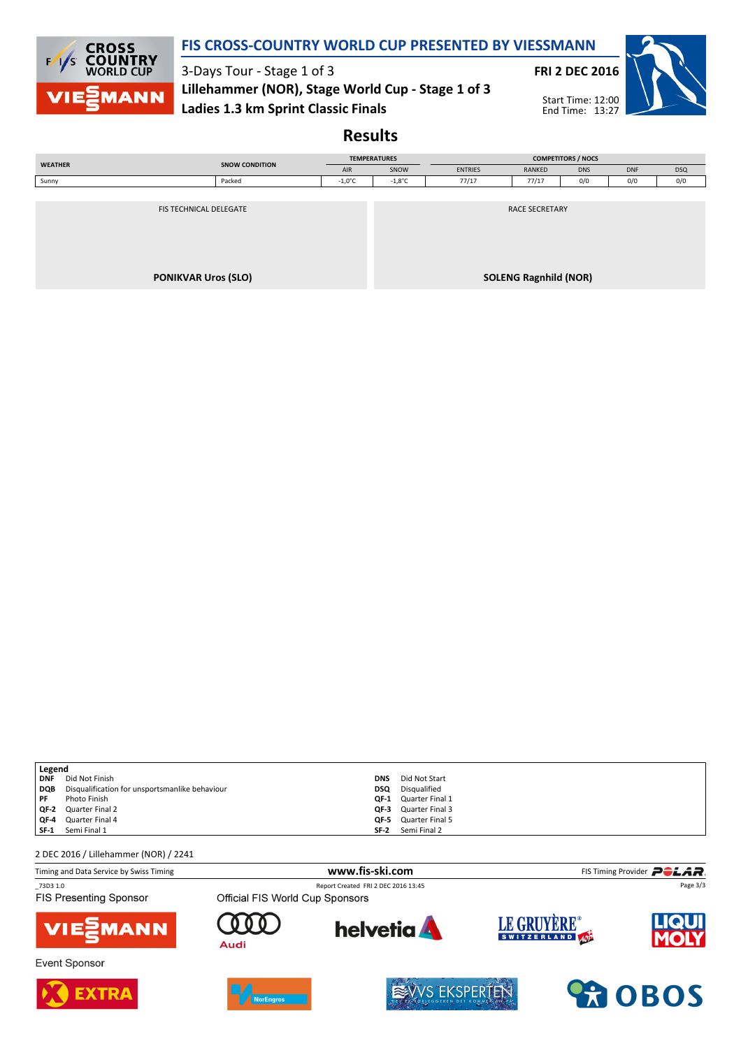# FIS CROSS-COUNTRY WORLD CUP PRESENTED BY VIESSMANN

3-Days Tour - Stage 1 of 3

**FRI 2 DEC 2016**

**Lillehammer (NOR), Stage World Cup - Stage 1 of 3**

**Ladies 1.3 km Sprint Classic Finals**

Start Time: 12:00
End Time: 13:27

## Results

| WEATHER | SNOW CONDITION | TEMPERATURES | | COMPETITORS / NOCS | | | | |
|---|---|---|---|---|---|---|---|---|
| | | AIR | SNOW | ENTRIES | RANKED | DNS | DNF | DSQ |
| Sunny | Packed | -1,0°C | -1,8°C | 77/17 | 77/17 | 0/0 | 0/0 | 0/0 |

| FIS TECHNICAL DELEGATE | RACE SECRETARY |
|---|---|
| **PONIKVAR Uros (SLO)** | **SOLENG Ragnhild (NOR)** |

**Legend**

| | | | |
|---|---|---|---|
| **DNF** | Did Not Finish | **DNS** | Did Not Start |
| **DQB** | Disqualification for unsportsmanlike behaviour | **DSQ** | Disqualified |
| **PF** | Photo Finish | **QF-1** | Quarter Final 1 |
| **QF-2** | Quarter Final 2 | **QF-3** | Quarter Final 3 |
| **QF-4** | Quarter Final 4 | **QF-5** | Quarter Final 5 |
| **SF-1** | Semi Final 1 | **SF-2** | Semi Final 2 |

2 DEC 2016 / Lillehammer (NOR) / 2241

Timing and Data Service by Swiss Timing    www.fis-ski.com    FIS Timing Provider POLAR

_73D3 1.0    Report Created FRI 2 DEC 2016 13:45

FIS Presenting Sponsor    Official FIS World Cup Sponsors

Event Sponsor